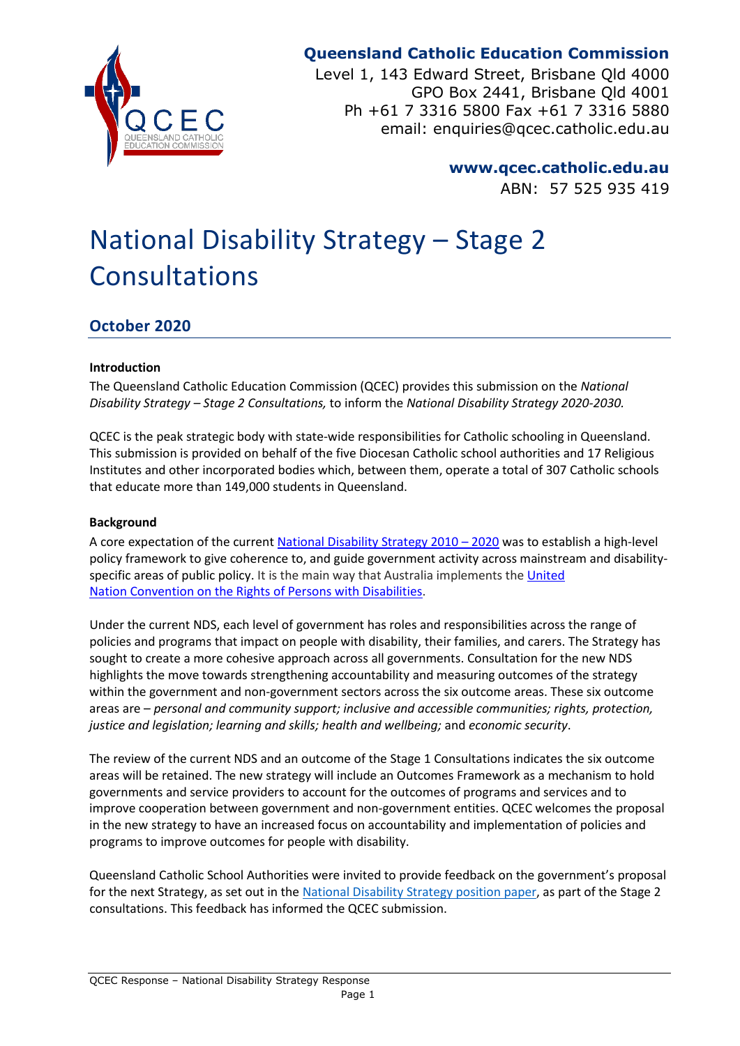**Queensland Catholic Education Commission**

Level 1, 143 Edward Street, Brisbane Qld 4000
GPO Box 2441, Brisbane Qld 4001
Ph +61 7 3316 5800 Fax +61 7 3316 5880
email: enquiries@qcec.catholic.edu.au

**www.qcec.catholic.edu.au**
ABN: 57 525 935 419

# National Disability Strategy – Stage 2 Consultations

## October 2020

**Introduction**

The Queensland Catholic Education Commission (QCEC) provides this submission on the *National Disability Strategy – Stage 2 Consultations,* to inform the *National Disability Strategy 2020-2030.*

QCEC is the peak strategic body with state-wide responsibilities for Catholic schooling in Queensland. This submission is provided on behalf of the five Diocesan Catholic school authorities and 17 Religious Institutes and other incorporated bodies which, between them, operate a total of 307 Catholic schools that educate more than 149,000 students in Queensland.

**Background**

A core expectation of the current National Disability Strategy 2010 – 2020 was to establish a high-level policy framework to give coherence to, and guide government activity across mainstream and disability-specific areas of public policy. It is the main way that Australia implements the United Nation Convention on the Rights of Persons with Disabilities.

Under the current NDS, each level of government has roles and responsibilities across the range of policies and programs that impact on people with disability, their families, and carers. The Strategy has sought to create a more cohesive approach across all governments. Consultation for the new NDS highlights the move towards strengthening accountability and measuring outcomes of the strategy within the government and non-government sectors across the six outcome areas. These six outcome areas are – *personal and community support; inclusive and accessible communities; rights, protection, justice and legislation; learning and skills; health and wellbeing;* and *economic security*.

The review of the current NDS and an outcome of the Stage 1 Consultations indicates the six outcome areas will be retained. The new strategy will include an Outcomes Framework as a mechanism to hold governments and service providers to account for the outcomes of programs and services and to improve cooperation between government and non-government entities. QCEC welcomes the proposal in the new strategy to have an increased focus on accountability and implementation of policies and programs to improve outcomes for people with disability.

Queensland Catholic School Authorities were invited to provide feedback on the government's proposal for the next Strategy, as set out in the National Disability Strategy position paper, as part of the Stage 2 consultations. This feedback has informed the QCEC submission.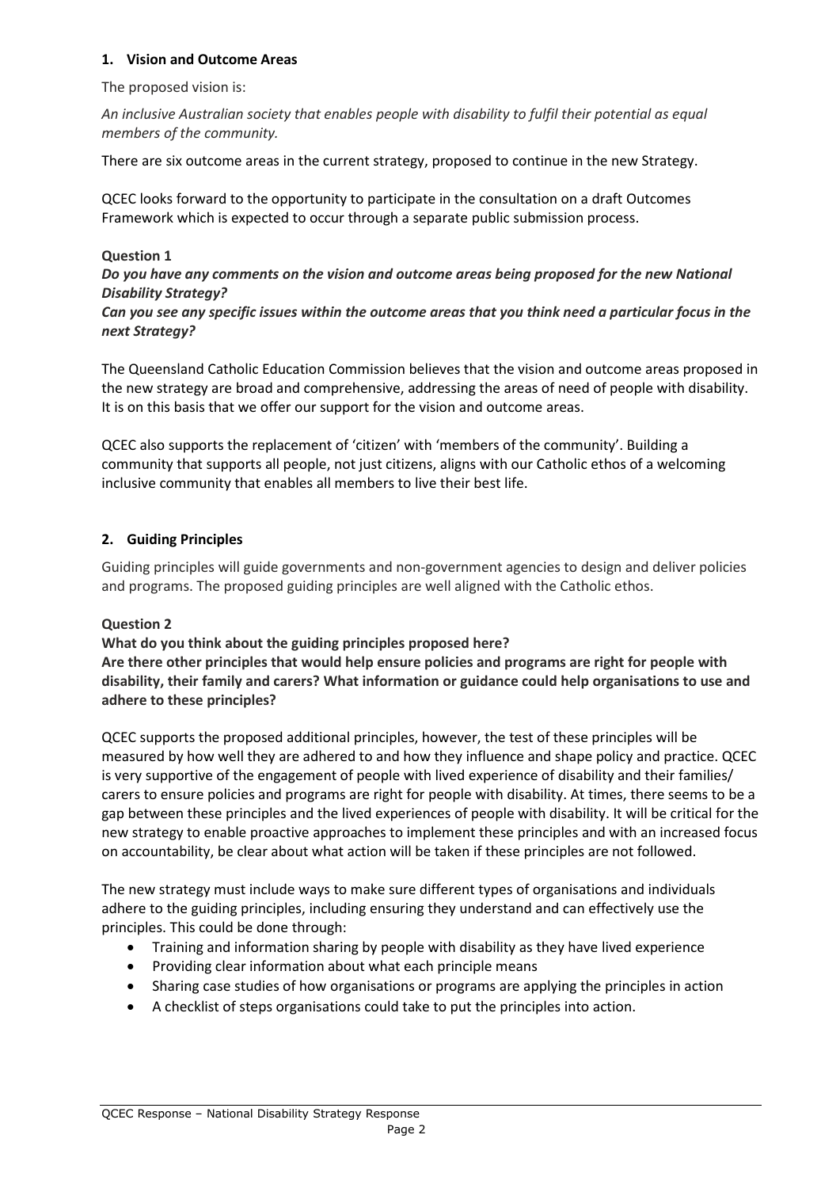### 1. Vision and Outcome Areas

The proposed vision is:

*An inclusive Australian society that enables people with disability to fulfil their potential as equal members of the community.*

There are six outcome areas in the current strategy, proposed to continue in the new Strategy.

QCEC looks forward to the opportunity to participate in the consultation on a draft Outcomes Framework which is expected to occur through a separate public submission process.

**Question 1**

***Do you have any comments on the vision and outcome areas being proposed for the new National Disability Strategy?***

***Can you see any specific issues within the outcome areas that you think need a particular focus in the next Strategy?***

The Queensland Catholic Education Commission believes that the vision and outcome areas proposed in the new strategy are broad and comprehensive, addressing the areas of need of people with disability. It is on this basis that we offer our support for the vision and outcome areas.

QCEC also supports the replacement of 'citizen' with 'members of the community'. Building a community that supports all people, not just citizens, aligns with our Catholic ethos of a welcoming inclusive community that enables all members to live their best life.

### 2. Guiding Principles

Guiding principles will guide governments and non-government agencies to design and deliver policies and programs. The proposed guiding principles are well aligned with the Catholic ethos.

**Question 2**

**What do you think about the guiding principles proposed here?**

**Are there other principles that would help ensure policies and programs are right for people with disability, their family and carers? What information or guidance could help organisations to use and adhere to these principles?**

QCEC supports the proposed additional principles, however, the test of these principles will be measured by how well they are adhered to and how they influence and shape policy and practice. QCEC is very supportive of the engagement of people with lived experience of disability and their families/ carers to ensure policies and programs are right for people with disability. At times, there seems to be a gap between these principles and the lived experiences of people with disability. It will be critical for the new strategy to enable proactive approaches to implement these principles and with an increased focus on accountability, be clear about what action will be taken if these principles are not followed.

The new strategy must include ways to make sure different types of organisations and individuals adhere to the guiding principles, including ensuring they understand and can effectively use the principles. This could be done through:

- Training and information sharing by people with disability as they have lived experience
- Providing clear information about what each principle means
- Sharing case studies of how organisations or programs are applying the principles in action
- A checklist of steps organisations could take to put the principles into action.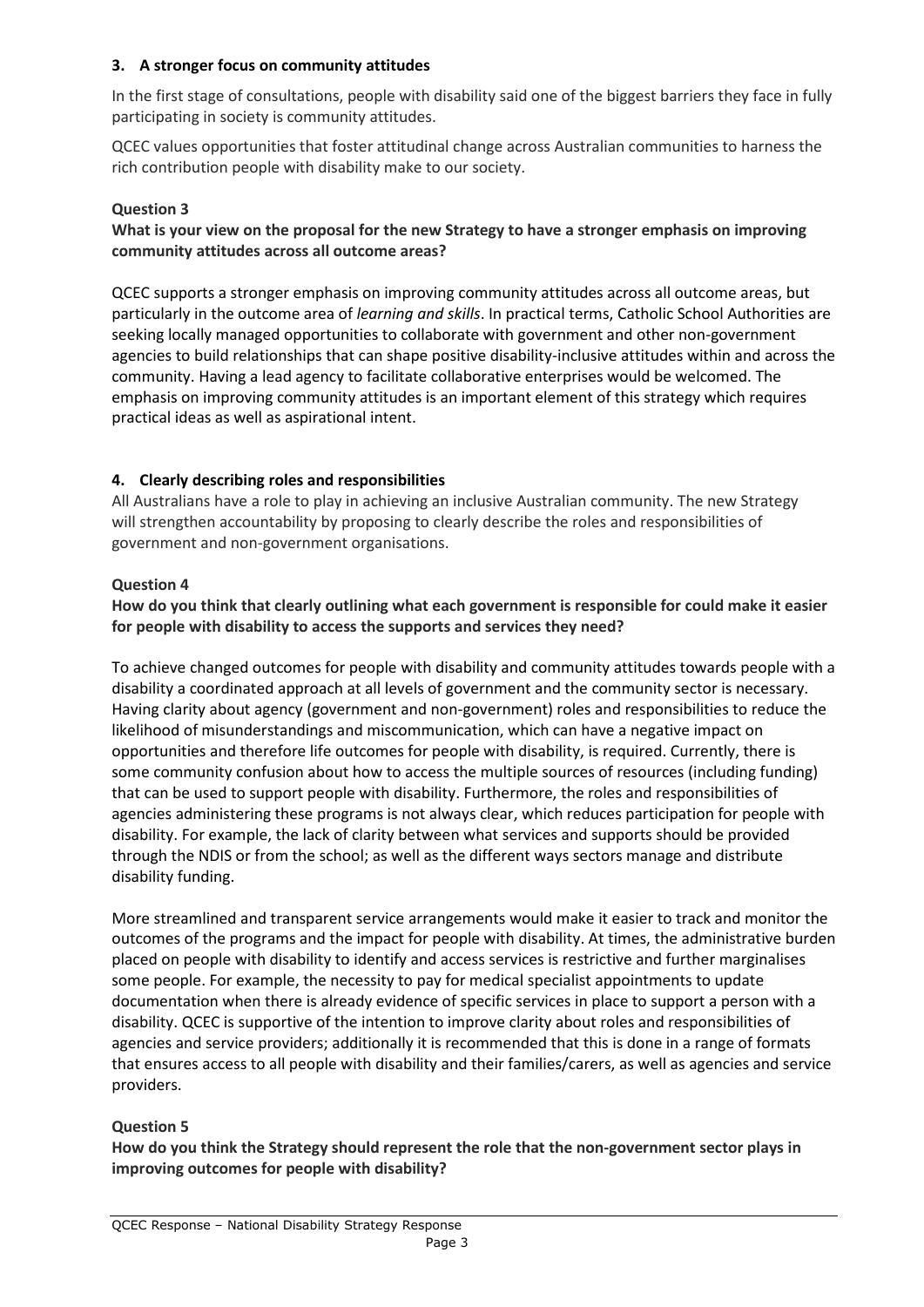### 3. A stronger focus on community attitudes

In the first stage of consultations, people with disability said one of the biggest barriers they face in fully participating in society is community attitudes.

QCEC values opportunities that foster attitudinal change across Australian communities to harness the rich contribution people with disability make to our society.

**Question 3**

**What is your view on the proposal for the new Strategy to have a stronger emphasis on improving community attitudes across all outcome areas?**

QCEC supports a stronger emphasis on improving community attitudes across all outcome areas, but particularly in the outcome area of *learning and skills*. In practical terms, Catholic School Authorities are seeking locally managed opportunities to collaborate with government and other non-government agencies to build relationships that can shape positive disability-inclusive attitudes within and across the community. Having a lead agency to facilitate collaborative enterprises would be welcomed. The emphasis on improving community attitudes is an important element of this strategy which requires practical ideas as well as aspirational intent.

### 4. Clearly describing roles and responsibilities

All Australians have a role to play in achieving an inclusive Australian community. The new Strategy will strengthen accountability by proposing to clearly describe the roles and responsibilities of government and non-government organisations.

**Question 4**

**How do you think that clearly outlining what each government is responsible for could make it easier for people with disability to access the supports and services they need?**

To achieve changed outcomes for people with disability and community attitudes towards people with a disability a coordinated approach at all levels of government and the community sector is necessary. Having clarity about agency (government and non-government) roles and responsibilities to reduce the likelihood of misunderstandings and miscommunication, which can have a negative impact on opportunities and therefore life outcomes for people with disability, is required. Currently, there is some community confusion about how to access the multiple sources of resources (including funding) that can be used to support people with disability. Furthermore, the roles and responsibilities of agencies administering these programs is not always clear, which reduces participation for people with disability. For example, the lack of clarity between what services and supports should be provided through the NDIS or from the school; as well as the different ways sectors manage and distribute disability funding.

More streamlined and transparent service arrangements would make it easier to track and monitor the outcomes of the programs and the impact for people with disability. At times, the administrative burden placed on people with disability to identify and access services is restrictive and further marginalises some people. For example, the necessity to pay for medical specialist appointments to update documentation when there is already evidence of specific services in place to support a person with a disability. QCEC is supportive of the intention to improve clarity about roles and responsibilities of agencies and service providers; additionally it is recommended that this is done in a range of formats that ensures access to all people with disability and their families/carers, as well as agencies and service providers.

**Question 5**

**How do you think the Strategy should represent the role that the non-government sector plays in improving outcomes for people with disability?**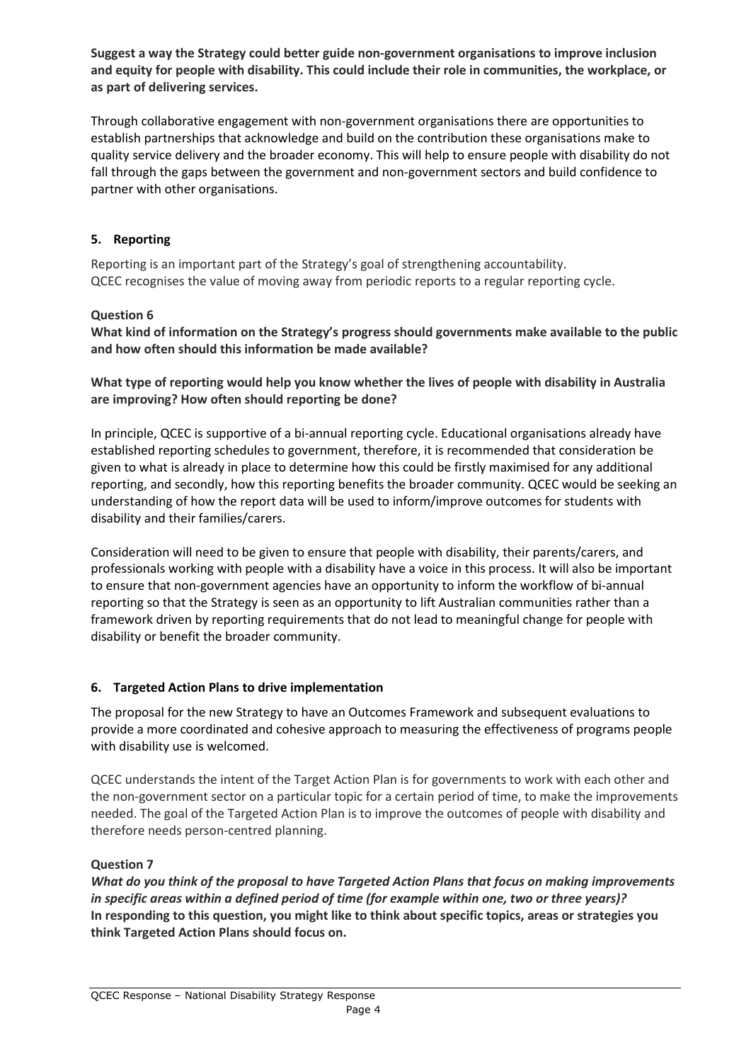**Suggest a way the Strategy could better guide non-government organisations to improve inclusion and equity for people with disability. This could include their role in communities, the workplace, or as part of delivering services.**

Through collaborative engagement with non-government organisations there are opportunities to establish partnerships that acknowledge and build on the contribution these organisations make to quality service delivery and the broader economy. This will help to ensure people with disability do not fall through the gaps between the government and non-government sectors and build confidence to partner with other organisations.

## 5. Reporting

Reporting is an important part of the Strategy's goal of strengthening accountability.
QCEC recognises the value of moving away from periodic reports to a regular reporting cycle.

### Question 6

**What kind of information on the Strategy's progress should governments make available to the public and how often should this information be made available?**

**What type of reporting would help you know whether the lives of people with disability in Australia are improving? How often should reporting be done?**

In principle, QCEC is supportive of a bi-annual reporting cycle. Educational organisations already have established reporting schedules to government, therefore, it is recommended that consideration be given to what is already in place to determine how this could be firstly maximised for any additional reporting, and secondly, how this reporting benefits the broader community. QCEC would be seeking an understanding of how the report data will be used to inform/improve outcomes for students with disability and their families/carers.

Consideration will need to be given to ensure that people with disability, their parents/carers, and professionals working with people with a disability have a voice in this process. It will also be important to ensure that non-government agencies have an opportunity to inform the workflow of bi-annual reporting so that the Strategy is seen as an opportunity to lift Australian communities rather than a framework driven by reporting requirements that do not lead to meaningful change for people with disability or benefit the broader community.

## 6. Targeted Action Plans to drive implementation

The proposal for the new Strategy to have an Outcomes Framework and subsequent evaluations to provide a more coordinated and cohesive approach to measuring the effectiveness of programs people with disability use is welcomed.

QCEC understands the intent of the Target Action Plan is for governments to work with each other and the non-government sector on a particular topic for a certain period of time, to make the improvements needed. The goal of the Targeted Action Plan is to improve the outcomes of people with disability and therefore needs person-centred planning.

### Question 7

***What do you think of the proposal to have Targeted Action Plans that focus on making improvements in specific areas within a defined period of time (for example within one, two or three years)?***
**In responding to this question, you might like to think about specific topics, areas or strategies you think Targeted Action Plans should focus on.**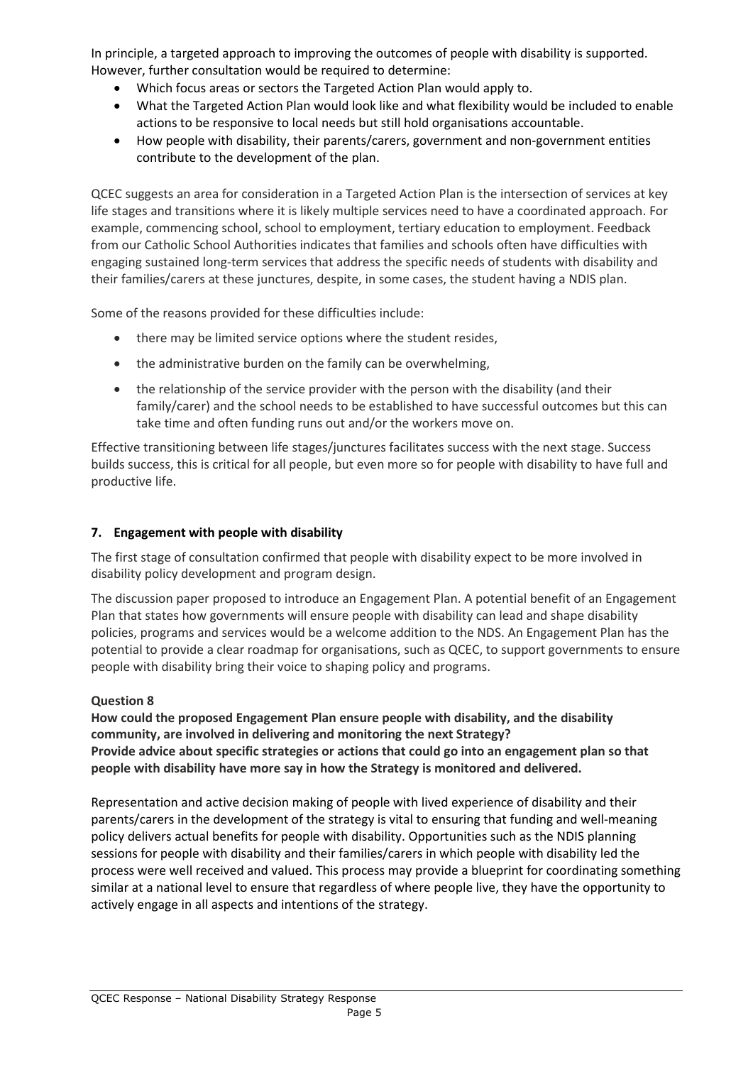In principle, a targeted approach to improving the outcomes of people with disability is supported. However, further consultation would be required to determine:

- Which focus areas or sectors the Targeted Action Plan would apply to.
- What the Targeted Action Plan would look like and what flexibility would be included to enable actions to be responsive to local needs but still hold organisations accountable.
- How people with disability, their parents/carers, government and non-government entities contribute to the development of the plan.

QCEC suggests an area for consideration in a Targeted Action Plan is the intersection of services at key life stages and transitions where it is likely multiple services need to have a coordinated approach. For example, commencing school, school to employment, tertiary education to employment. Feedback from our Catholic School Authorities indicates that families and schools often have difficulties with engaging sustained long-term services that address the specific needs of students with disability and their families/carers at these junctures, despite, in some cases, the student having a NDIS plan.

Some of the reasons provided for these difficulties include:

- there may be limited service options where the student resides,
- the administrative burden on the family can be overwhelming,
- the relationship of the service provider with the person with the disability (and their family/carer) and the school needs to be established to have successful outcomes but this can take time and often funding runs out and/or the workers move on.

Effective transitioning between life stages/junctures facilitates success with the next stage. Success builds success, this is critical for all people, but even more so for people with disability to have full and productive life.

## 7. Engagement with people with disability

The first stage of consultation confirmed that people with disability expect to be more involved in disability policy development and program design.

The discussion paper proposed to introduce an Engagement Plan. A potential benefit of an Engagement Plan that states how governments will ensure people with disability can lead and shape disability policies, programs and services would be a welcome addition to the NDS. An Engagement Plan has the potential to provide a clear roadmap for organisations, such as QCEC, to support governments to ensure people with disability bring their voice to shaping policy and programs.

**Question 8**

**How could the proposed Engagement Plan ensure people with disability, and the disability community, are involved in delivering and monitoring the next Strategy?**
**Provide advice about specific strategies or actions that could go into an engagement plan so that people with disability have more say in how the Strategy is monitored and delivered.**

Representation and active decision making of people with lived experience of disability and their parents/carers in the development of the strategy is vital to ensuring that funding and well-meaning policy delivers actual benefits for people with disability. Opportunities such as the NDIS planning sessions for people with disability and their families/carers in which people with disability led the process were well received and valued. This process may provide a blueprint for coordinating something similar at a national level to ensure that regardless of where people live, they have the opportunity to actively engage in all aspects and intentions of the strategy.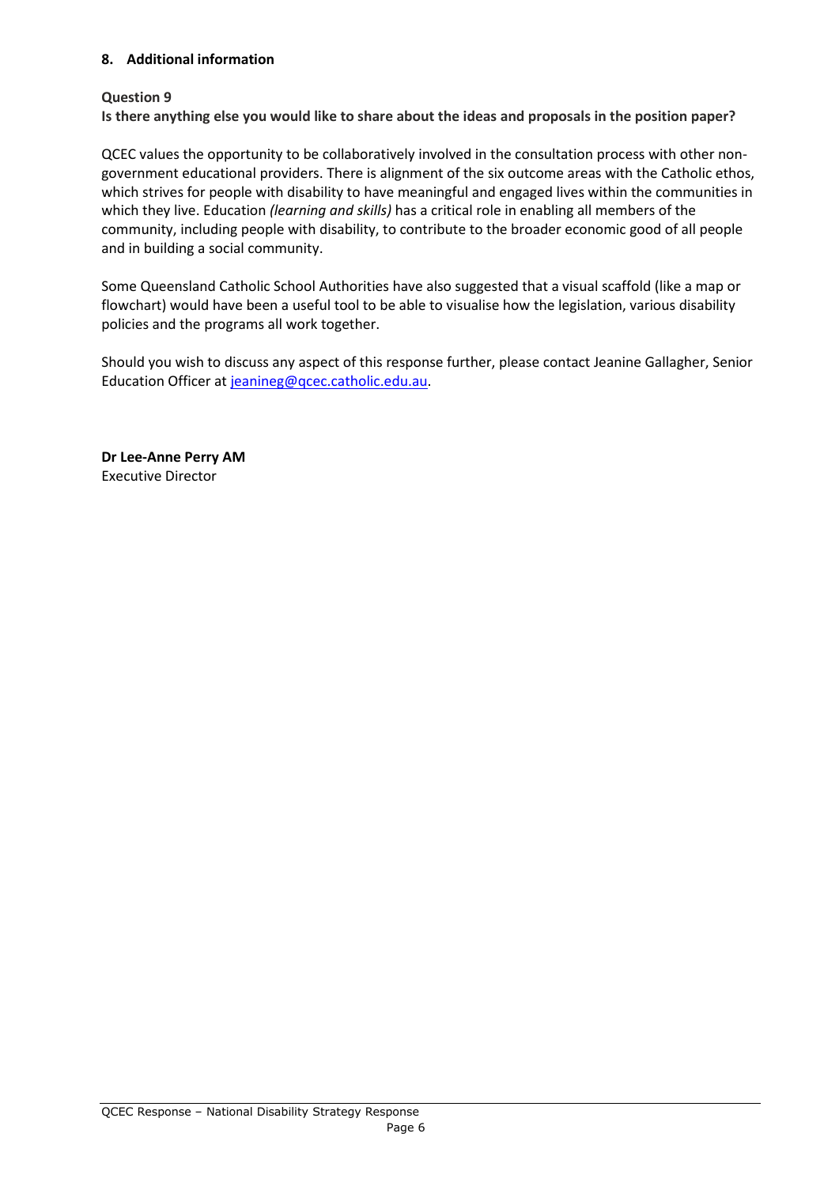## 8. Additional information

**Question 9**

**Is there anything else you would like to share about the ideas and proposals in the position paper?**

QCEC values the opportunity to be collaboratively involved in the consultation process with other non-government educational providers. There is alignment of the six outcome areas with the Catholic ethos, which strives for people with disability to have meaningful and engaged lives within the communities in which they live. Education *(learning and skills)* has a critical role in enabling all members of the community, including people with disability, to contribute to the broader economic good of all people and in building a social community.

Some Queensland Catholic School Authorities have also suggested that a visual scaffold (like a map or flowchart) would have been a useful tool to be able to visualise how the legislation, various disability policies and the programs all work together.

Should you wish to discuss any aspect of this response further, please contact Jeanine Gallagher, Senior Education Officer at jeanineg@qcec.catholic.edu.au.

**Dr Lee-Anne Perry AM**
Executive Director